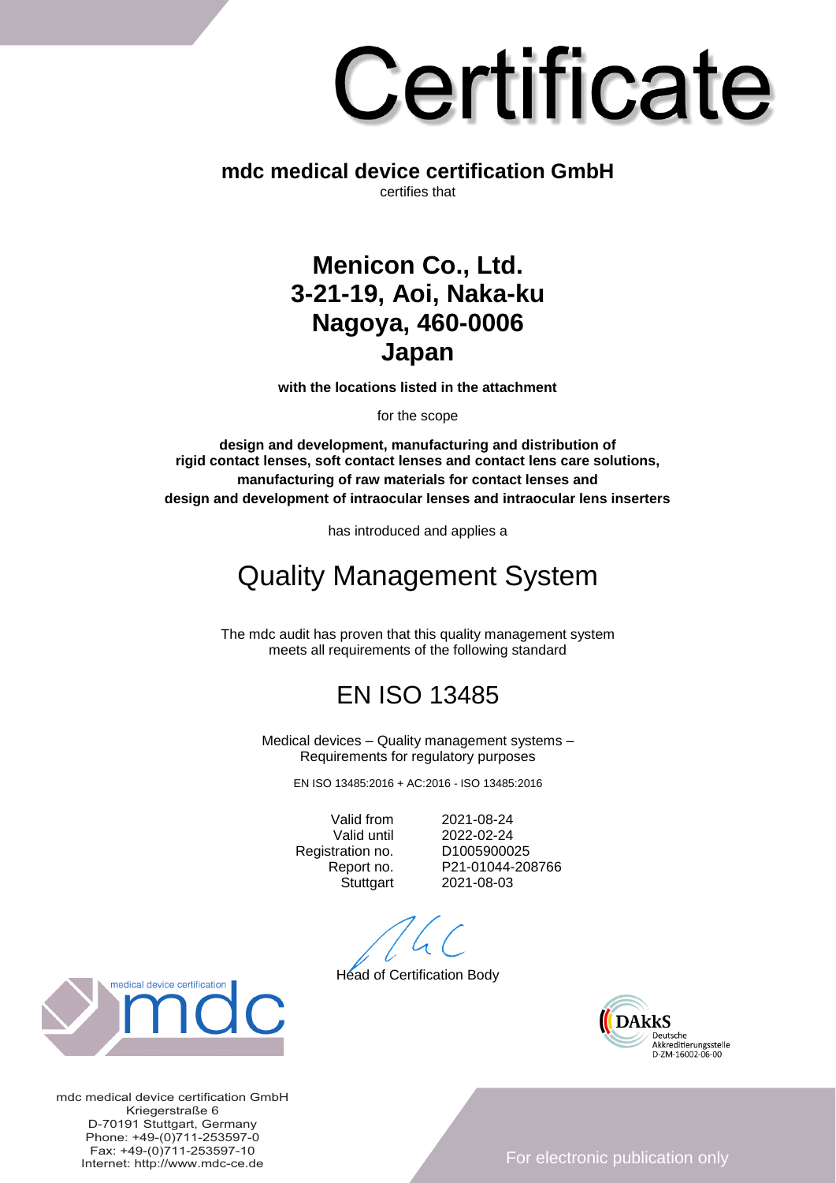# Certificate

**mdc medical device certification GmbH**

certifies that

## Menicon Co., Ltd.
## 3-21-19, Aoi, Naka-ku
## Nagoya, 460-0006
## Japan

**with the locations listed in the attachment**

for the scope

**design and development, manufacturing and distribution of rigid contact lenses, soft contact lenses and contact lens care solutions, manufacturing of raw materials for contact lenses and design and development of intraocular lenses and intraocular lens inserters**

has introduced and applies a

# Quality Management System

The mdc audit has proven that this quality management system meets all requirements of the following standard

# EN ISO 13485

Medical devices – Quality management systems – Requirements for regulatory purposes

EN ISO 13485:2016 + AC:2016 - ISO 13485:2016

| | |
|---|---|
| Valid from | 2021-08-24 |
| Valid until | 2022-02-24 |
| Registration no. | D1005900025 |
| Report no. | P21-01044-208766 |
| Stuttgart | 2021-08-03 |

Head of Certification Body

medical device certification mdc

DAkkS Deutsche Akkreditierungsstelle D-ZM-16002-06-00

mdc medical device certification GmbH
Kriegerstraße 6
D-70191 Stuttgart, Germany
Phone: +49-(0)711-253597-0
Fax: +49-(0)711-253597-10
Internet: http://www.mdc-ce.de

For electronic publication only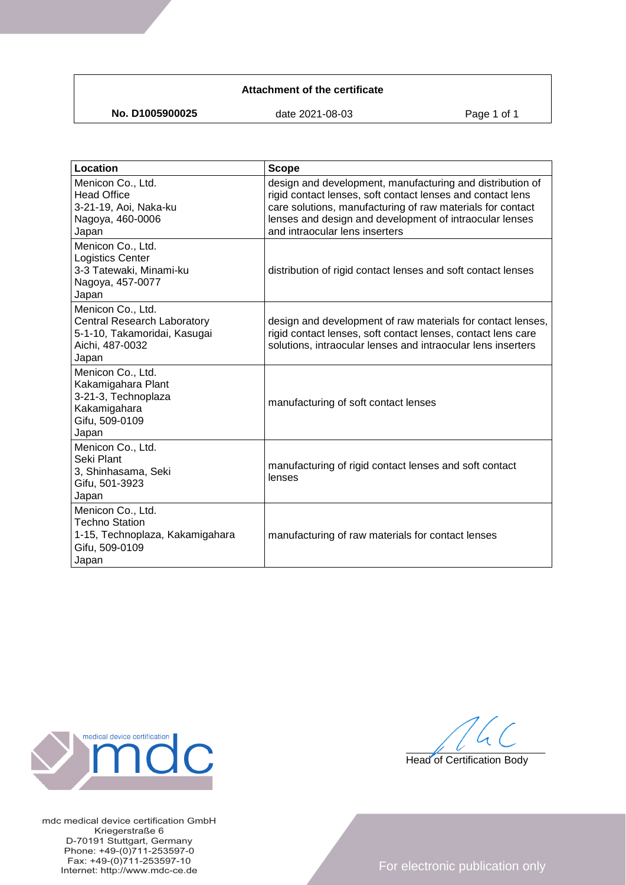**Attachment of the certificate**

| **No. D1005900025** | date 2021-08-03 | Page 1 of 1 |
|---|---|---|

| Location | Scope |
|---|---|
| Menicon Co., Ltd.<br>Head Office<br>3-21-19, Aoi, Naka-ku<br>Nagoya, 460-0006<br>Japan | design and development, manufacturing and distribution of rigid contact lenses, soft contact lenses and contact lens care solutions, manufacturing of raw materials for contact lenses and design and development of intraocular lenses and intraocular lens inserters |
| Menicon Co., Ltd.<br>Logistics Center<br>3-3 Tatewaki, Minami-ku<br>Nagoya, 457-0077<br>Japan | distribution of rigid contact lenses and soft contact lenses |
| Menicon Co., Ltd.<br>Central Research Laboratory<br>5-1-10, Takamoridai, Kasugai<br>Aichi, 487-0032<br>Japan | design and development of raw materials for contact lenses, rigid contact lenses, soft contact lenses, contact lens care solutions, intraocular lenses and intraocular lens inserters |
| Menicon Co., Ltd.<br>Kakamigahara Plant<br>3-21-3, Technoplaza<br>Kakamigahara<br>Gifu, 509-0109<br>Japan | manufacturing of soft contact lenses |
| Menicon Co., Ltd.<br>Seki Plant<br>3, Shinhasama, Seki<br>Gifu, 501-3923<br>Japan | manufacturing of rigid contact lenses and soft contact lenses |
| Menicon Co., Ltd.<br>Techno Station<br>1-15, Technoplaza, Kakamigahara<br>Gifu, 509-0109<br>Japan | manufacturing of raw materials for contact lenses |

Head of Certification Body

mdc medical device certification GmbH
Kriegerstraße 6
D-70191 Stuttgart, Germany
Phone: +49-(0)711-253597-0
Fax: +49-(0)711-253597-10
Internet: http://www.mdc-ce.de

For electronic publication only